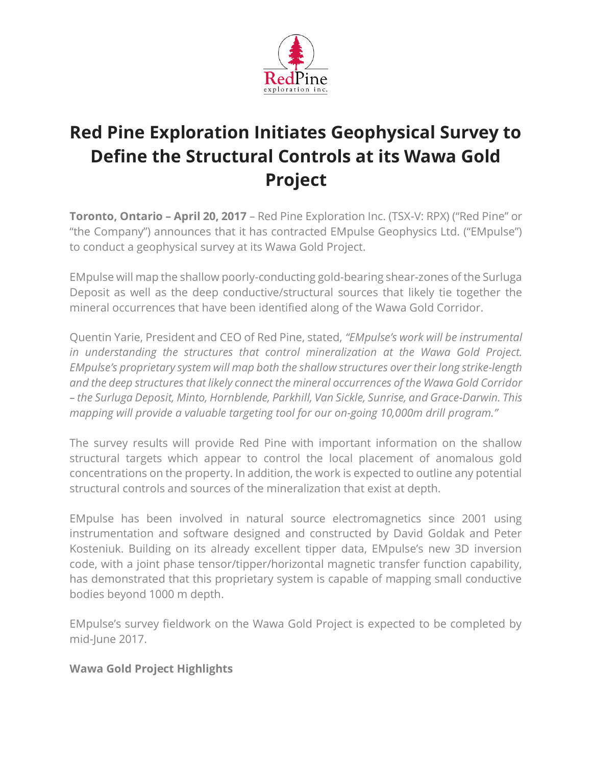# Red Pine Exploration Initiates Geophysical Survey to Define the Structural Controls at its Wawa Gold Project

**Toronto, Ontario – April 20, 2017** – Red Pine Exploration Inc. (TSX-V: RPX) ("Red Pine" or "the Company") announces that it has contracted EMpulse Geophysics Ltd. ("EMpulse") to conduct a geophysical survey at its Wawa Gold Project.

EMpulse will map the shallow poorly-conducting gold-bearing shear-zones of the Surluga Deposit as well as the deep conductive/structural sources that likely tie together the mineral occurrences that have been identified along of the Wawa Gold Corridor.

Quentin Yarie, President and CEO of Red Pine, stated, *"EMpulse's work will be instrumental in understanding the structures that control mineralization at the Wawa Gold Project. EMpulse's proprietary system will map both the shallow structures over their long strike-length and the deep structures that likely connect the mineral occurrences of the Wawa Gold Corridor – the Surluga Deposit, Minto, Hornblende, Parkhill, Van Sickle, Sunrise, and Grace-Darwin. This mapping will provide a valuable targeting tool for our on-going 10,000m drill program."*

The survey results will provide Red Pine with important information on the shallow structural targets which appear to control the local placement of anomalous gold concentrations on the property. In addition, the work is expected to outline any potential structural controls and sources of the mineralization that exist at depth.

EMpulse has been involved in natural source electromagnetics since 2001 using instrumentation and software designed and constructed by David Goldak and Peter Kosteniuk. Building on its already excellent tipper data, EMpulse's new 3D inversion code, with a joint phase tensor/tipper/horizontal magnetic transfer function capability, has demonstrated that this proprietary system is capable of mapping small conductive bodies beyond 1000 m depth.

EMpulse's survey fieldwork on the Wawa Gold Project is expected to be completed by mid-June 2017.

**Wawa Gold Project Highlights**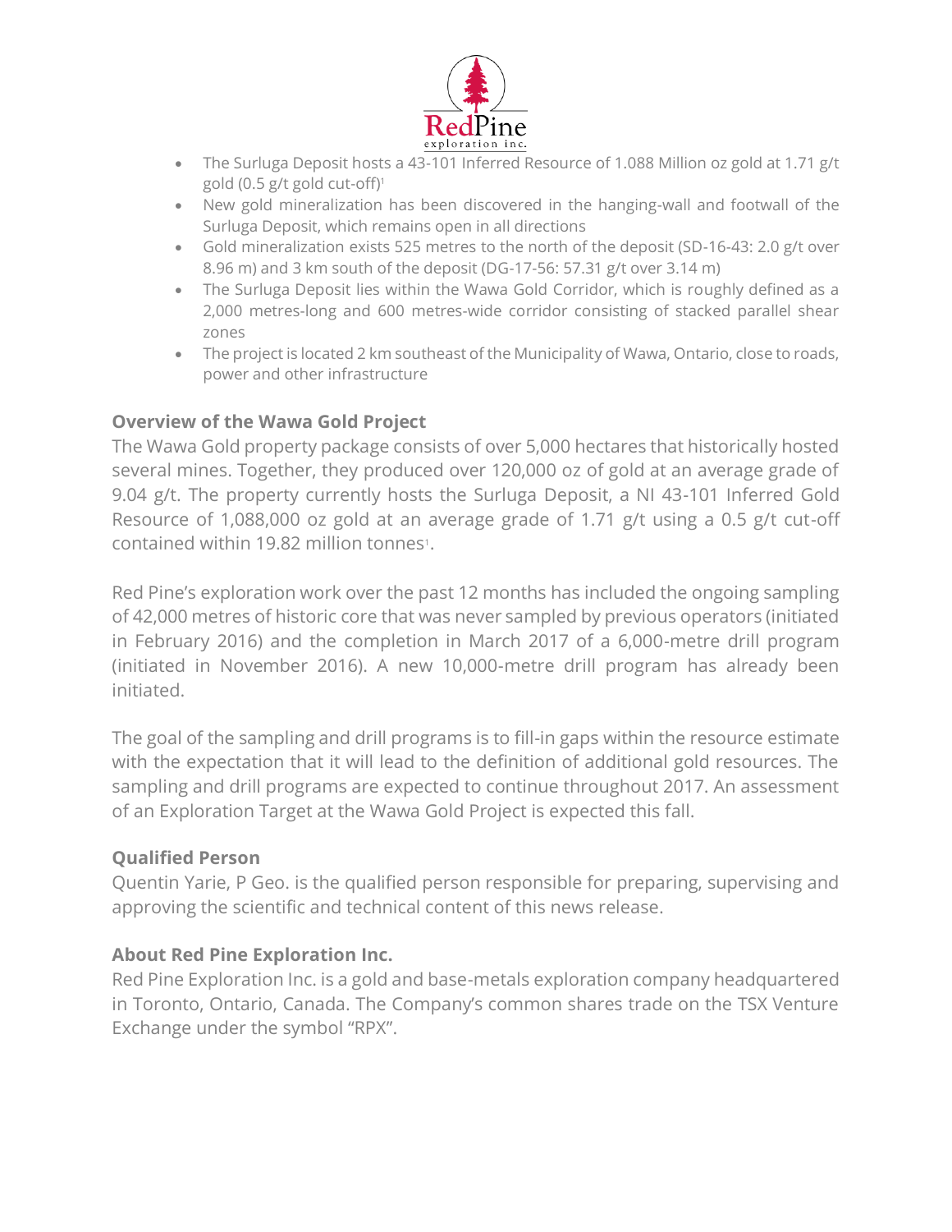- The Surluga Deposit hosts a 43-101 Inferred Resource of 1.088 Million oz gold at 1.71 g/t gold (0.5 g/t gold cut-off)[1]
- New gold mineralization has been discovered in the hanging-wall and footwall of the Surluga Deposit, which remains open in all directions
- Gold mineralization exists 525 metres to the north of the deposit (SD-16-43: 2.0 g/t over 8.96 m) and 3 km south of the deposit (DG-17-56: 57.31 g/t over 3.14 m)
- The Surluga Deposit lies within the Wawa Gold Corridor, which is roughly defined as a 2,000 metres-long and 600 metres-wide corridor consisting of stacked parallel shear zones
- The project is located 2 km southeast of the Municipality of Wawa, Ontario, close to roads, power and other infrastructure

### Overview of the Wawa Gold Project

The Wawa Gold property package consists of over 5,000 hectares that historically hosted several mines. Together, they produced over 120,000 oz of gold at an average grade of 9.04 g/t. The property currently hosts the Surluga Deposit, a NI 43-101 Inferred Gold Resource of 1,088,000 oz gold at an average grade of 1.71 g/t using a 0.5 g/t cut-off contained within 19.82 million tonnes[1].

Red Pine's exploration work over the past 12 months has included the ongoing sampling of 42,000 metres of historic core that was never sampled by previous operators (initiated in February 2016) and the completion in March 2017 of a 6,000-metre drill program (initiated in November 2016). A new 10,000-metre drill program has already been initiated.

The goal of the sampling and drill programs is to fill-in gaps within the resource estimate with the expectation that it will lead to the definition of additional gold resources. The sampling and drill programs are expected to continue throughout 2017. An assessment of an Exploration Target at the Wawa Gold Project is expected this fall.

### Qualified Person

Quentin Yarie, P Geo. is the qualified person responsible for preparing, supervising and approving the scientific and technical content of this news release.

### About Red Pine Exploration Inc.

Red Pine Exploration Inc. is a gold and base-metals exploration company headquartered in Toronto, Ontario, Canada. The Company's common shares trade on the TSX Venture Exchange under the symbol "RPX".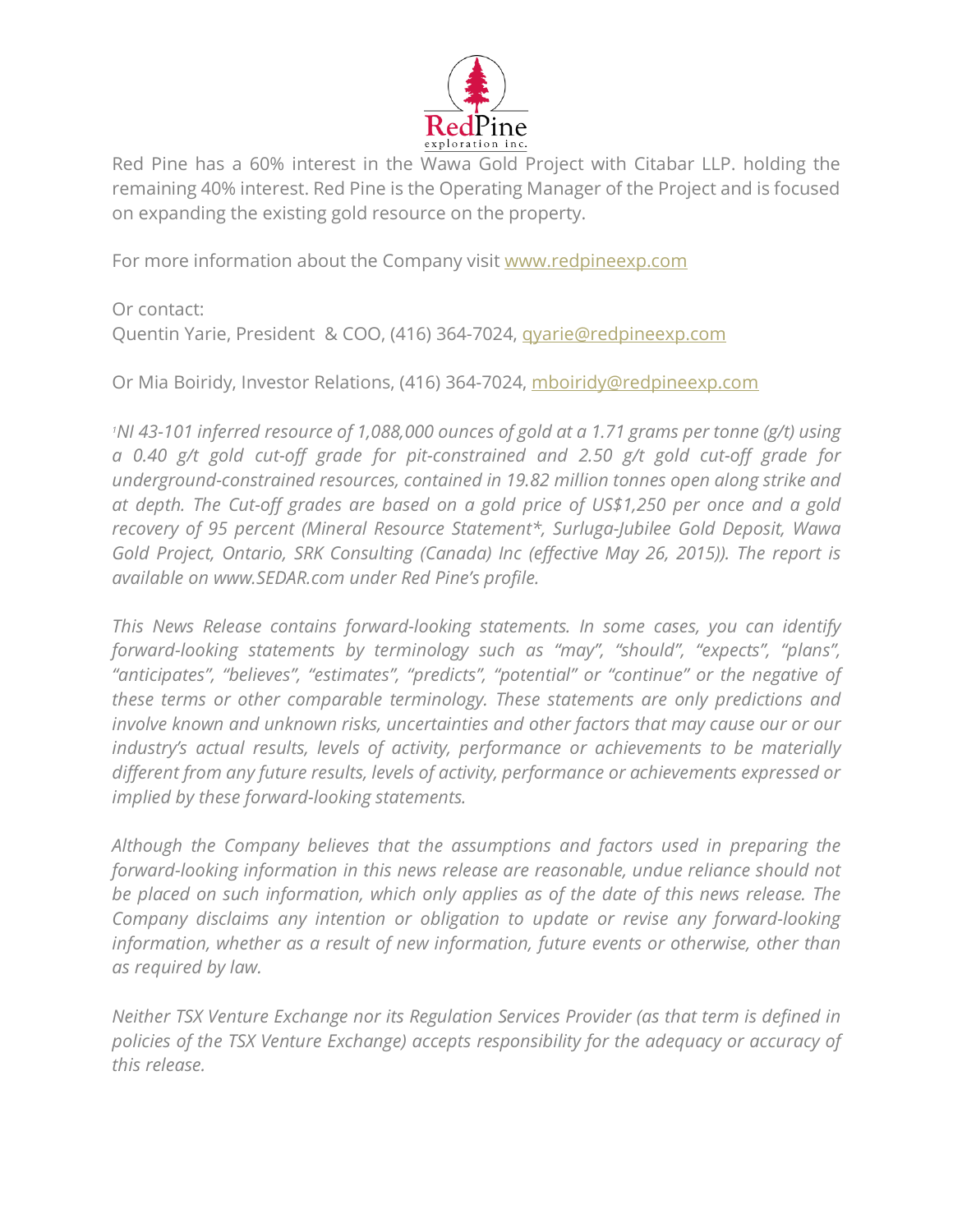Red Pine has a 60% interest in the Wawa Gold Project with Citabar LLP. holding the remaining 40% interest. Red Pine is the Operating Manager of the Project and is focused on expanding the existing gold resource on the property.

For more information about the Company visit [www.redpineexp.com](http://www.redpineexp.com)

Or contact:
Quentin Yarie, President & COO, (416) 364-7024, [qyarie@redpineexp.com](mailto:qyarie@redpineexp.com)

Or Mia Boiridy, Investor Relations, (416) 364-7024, [mboiridy@redpineexp.com](mailto:mboiridy@redpineexp.com)

*[1]NI 43-101 inferred resource of 1,088,000 ounces of gold at a 1.71 grams per tonne (g/t) using a 0.40 g/t gold cut-off grade for pit-constrained and 2.50 g/t gold cut-off grade for underground-constrained resources, contained in 19.82 million tonnes open along strike and at depth. The Cut-off grades are based on a gold price of US$1,250 per once and a gold recovery of 95 percent (Mineral Resource Statement*, Surluga-Jubilee Gold Deposit, Wawa Gold Project, Ontario, SRK Consulting (Canada) Inc (effective May 26, 2015)). The report is available on www.SEDAR.com under Red Pine's profile.*

*This News Release contains forward-looking statements. In some cases, you can identify forward-looking statements by terminology such as "may", "should", "expects", "plans", "anticipates", "believes", "estimates", "predicts", "potential" or "continue" or the negative of these terms or other comparable terminology. These statements are only predictions and involve known and unknown risks, uncertainties and other factors that may cause our or our industry's actual results, levels of activity, performance or achievements to be materially different from any future results, levels of activity, performance or achievements expressed or implied by these forward-looking statements.*

*Although the Company believes that the assumptions and factors used in preparing the forward-looking information in this news release are reasonable, undue reliance should not be placed on such information, which only applies as of the date of this news release. The Company disclaims any intention or obligation to update or revise any forward-looking information, whether as a result of new information, future events or otherwise, other than as required by law.*

*Neither TSX Venture Exchange nor its Regulation Services Provider (as that term is defined in policies of the TSX Venture Exchange) accepts responsibility for the adequacy or accuracy of this release.*